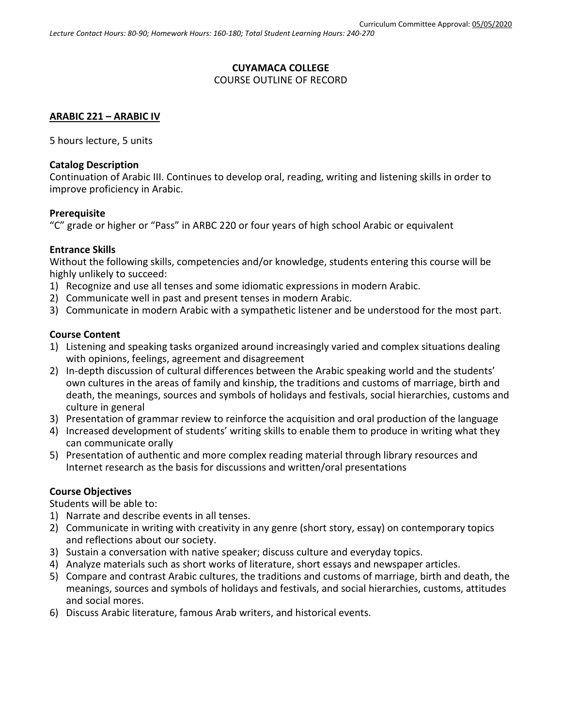Curriculum Committee Approval: 05/05/2020

*Lecture Contact Hours: 80-90; Homework Hours: 160-180; Total Student Learning Hours: 240-270*

**CUYAMACA COLLEGE**
COURSE OUTLINE OF RECORD

**ARABIC 221 – ARABIC IV**

5 hours lecture, 5 units

**Catalog Description**
Continuation of Arabic III. Continues to develop oral, reading, writing and listening skills in order to improve proficiency in Arabic.

**Prerequisite**
"C" grade or higher or "Pass" in ARBC 220 or four years of high school Arabic or equivalent

**Entrance Skills**
Without the following skills, competencies and/or knowledge, students entering this course will be highly unlikely to succeed:

1) Recognize and use all tenses and some idiomatic expressions in modern Arabic.
2) Communicate well in past and present tenses in modern Arabic.
3) Communicate in modern Arabic with a sympathetic listener and be understood for the most part.

**Course Content**

1) Listening and speaking tasks organized around increasingly varied and complex situations dealing with opinions, feelings, agreement and disagreement
2) In-depth discussion of cultural differences between the Arabic speaking world and the students' own cultures in the areas of family and kinship, the traditions and customs of marriage, birth and death, the meanings, sources and symbols of holidays and festivals, social hierarchies, customs and culture in general
3) Presentation of grammar review to reinforce the acquisition and oral production of the language
4) Increased development of students' writing skills to enable them to produce in writing what they can communicate orally
5) Presentation of authentic and more complex reading material through library resources and Internet research as the basis for discussions and written/oral presentations

**Course Objectives**
Students will be able to:

1) Narrate and describe events in all tenses.
2) Communicate in writing with creativity in any genre (short story, essay) on contemporary topics and reflections about our society.
3) Sustain a conversation with native speaker; discuss culture and everyday topics.
4) Analyze materials such as short works of literature, short essays and newspaper articles.
5) Compare and contrast Arabic cultures, the traditions and customs of marriage, birth and death, the meanings, sources and symbols of holidays and festivals, and social hierarchies, customs, attitudes and social mores.
6) Discuss Arabic literature, famous Arab writers, and historical events.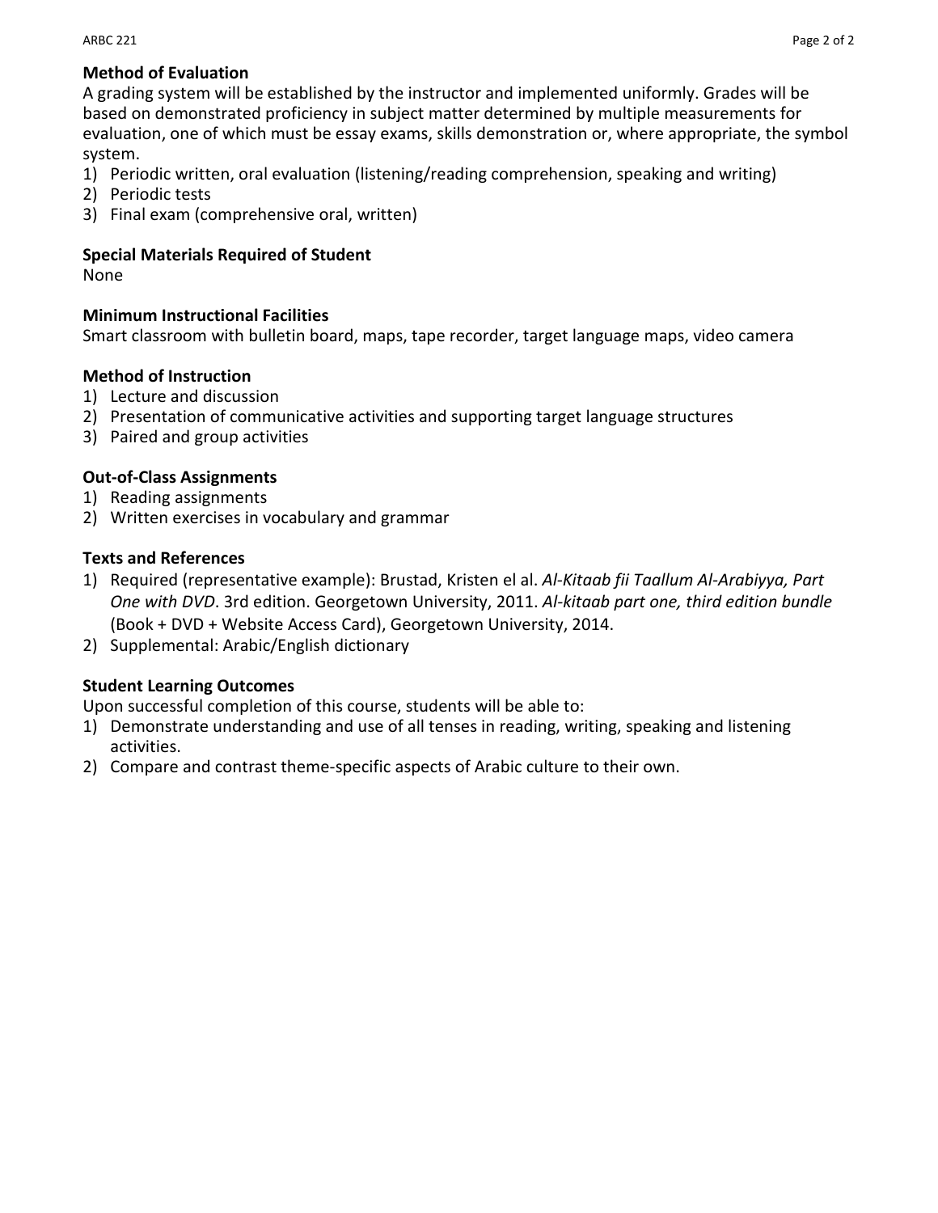**Method of Evaluation**

A grading system will be established by the instructor and implemented uniformly. Grades will be based on demonstrated proficiency in subject matter determined by multiple measurements for evaluation, one of which must be essay exams, skills demonstration or, where appropriate, the symbol system.

1) Periodic written, oral evaluation (listening/reading comprehension, speaking and writing)
2) Periodic tests
3) Final exam (comprehensive oral, written)

**Special Materials Required of Student**

None

**Minimum Instructional Facilities**

Smart classroom with bulletin board, maps, tape recorder, target language maps, video camera

**Method of Instruction**

1) Lecture and discussion
2) Presentation of communicative activities and supporting target language structures
3) Paired and group activities

**Out-of-Class Assignments**

1) Reading assignments
2) Written exercises in vocabulary and grammar

**Texts and References**

1) Required (representative example): Brustad, Kristen el al. *Al-Kitaab fii Taallum Al-Arabiyya, Part One with DVD*. 3rd edition. Georgetown University, 2011. *Al-kitaab part one, third edition bundle* (Book + DVD + Website Access Card), Georgetown University, 2014.
2) Supplemental: Arabic/English dictionary

**Student Learning Outcomes**

Upon successful completion of this course, students will be able to:

1) Demonstrate understanding and use of all tenses in reading, writing, speaking and listening activities.
2) Compare and contrast theme-specific aspects of Arabic culture to their own.